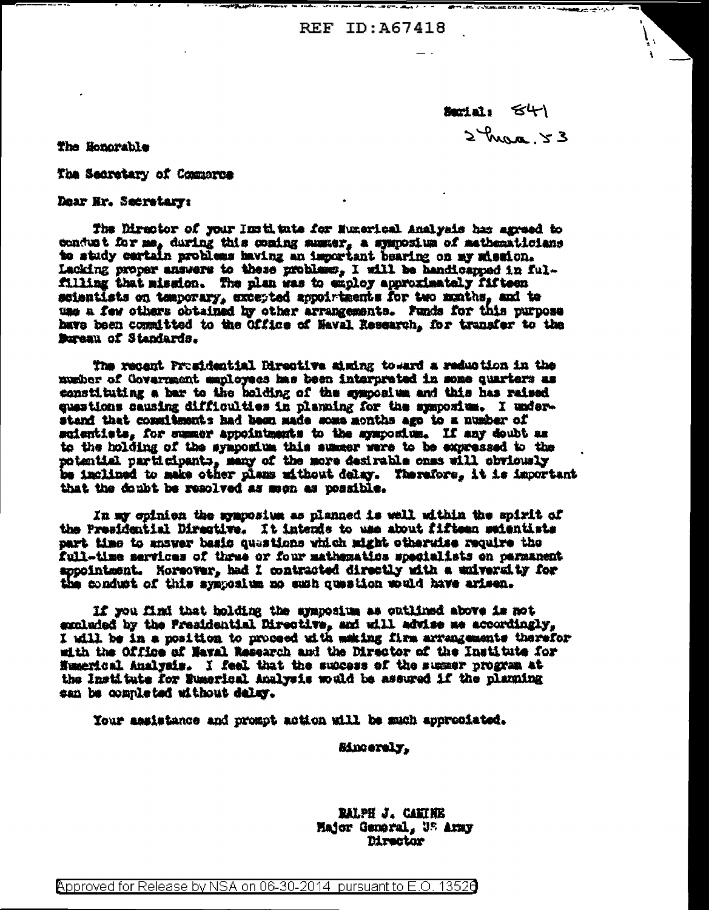Serial: 841
2 Mar. 53

The Honorable

The Secretary of Commerce

Dear Mr. Secretary:

The Director of your Institute for Numerical Analysis has agreed to conduct for me, during this coming summer, a symposium of mathematicians to study certain problems having an important bearing on my mission. Lacking proper answers to these problems, I will be handicapped in fulfilling that mission. The plan was to employ approximately fifteen scientists on temporary, excepted appointments for two months, and to use a few others obtained by other arrangements. Funds for this purpose have been committed to the Office of Naval Research, for transfer to the Bureau of Standards.

The recent Presidential Directive aiming toward a reduction in the number of Government employees has been interpreted in some quarters as constituting a bar to the holding of the symposium and this has raised questions causing difficulties in planning for the symposium. I understand that commitments had been made some months ago to a number of scientists, for summer appointments to the symposium. If any doubt as to the holding of the symposium this summer were to be expressed to the potential participants, many of the more desirable ones will obviously be inclined to make other plans without delay. Therefore, it is important that the doubt be resolved as soon as possible.

In my opinion the symposium as planned is well within the spirit of the Presidential Directive. It intends to use about fifteen scientists part time to answer basic questions which might otherwise require the full-time services of three or four mathematics specialists on permanent appointment. Moreover, had I contracted directly with a university for the conduct of this symposium no such question would have arisen.

If you find that holding the symposium as outlined above is not excluded by the Presidential Directive, and will advise me accordingly, I will be in a position to proceed with making firm arrangements therefor with the Office of Naval Research and the Director of the Institute for Numerical Analysis. I feel that the success of the summer program at the Institute for Numerical Analysis would be assured if the planning can be completed without delay.

Your assistance and prompt action will be much appreciated.

Sincerely,

RALPH J. CANINE
Major General, US Army
Director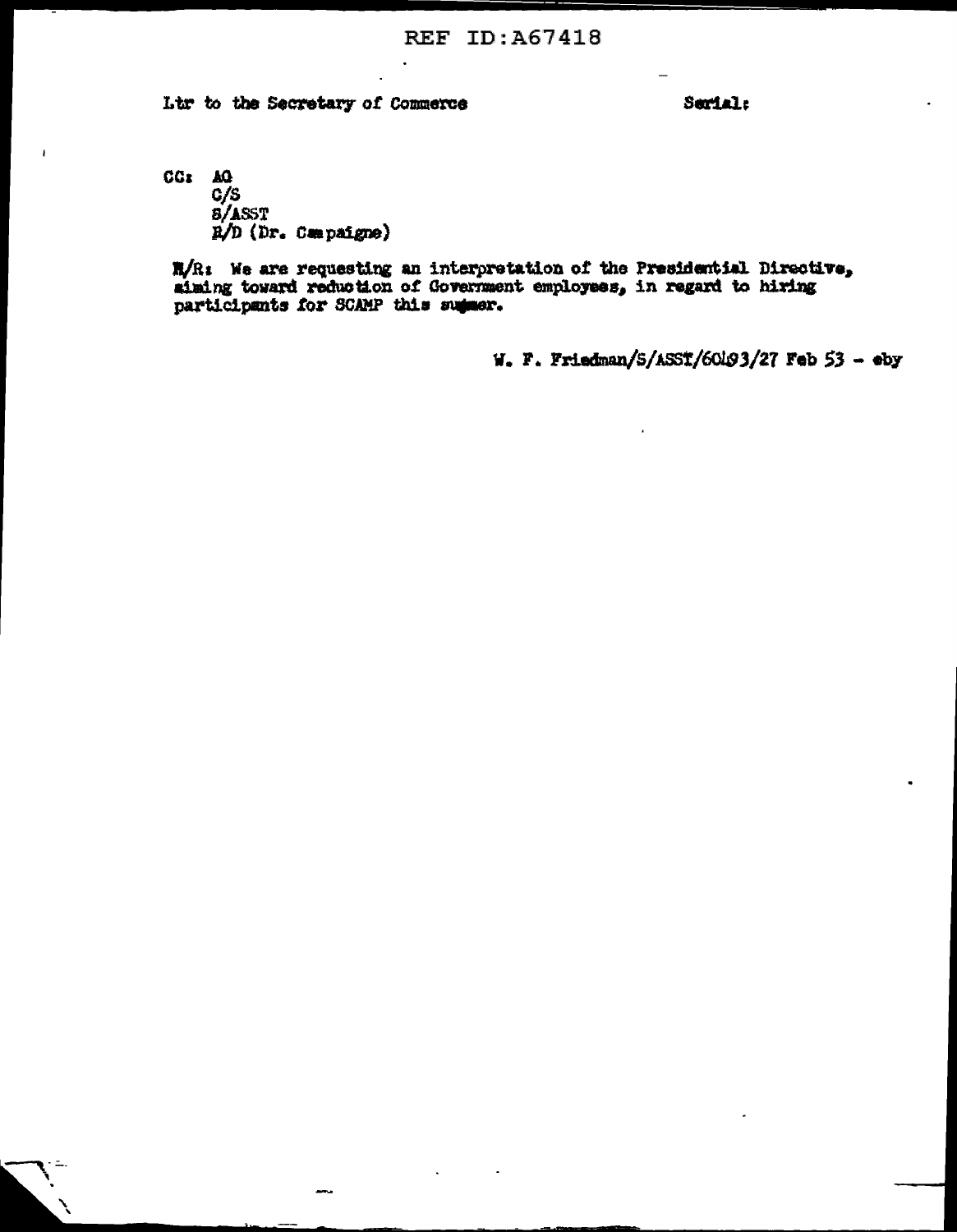REF ID:A67418

Ltr to the Secretary of Commerce                    Serial:

CC: AG
C/S
S/ASST
R/D (Dr. Campaigne)

M/R: We are requesting an interpretation of the Presidential Directive, aiming toward reduction of Government employees, in regard to hiring participants for SCAMP this summer.

W. F. Friedman/S/ASST/60493/27 Feb 53 - eby